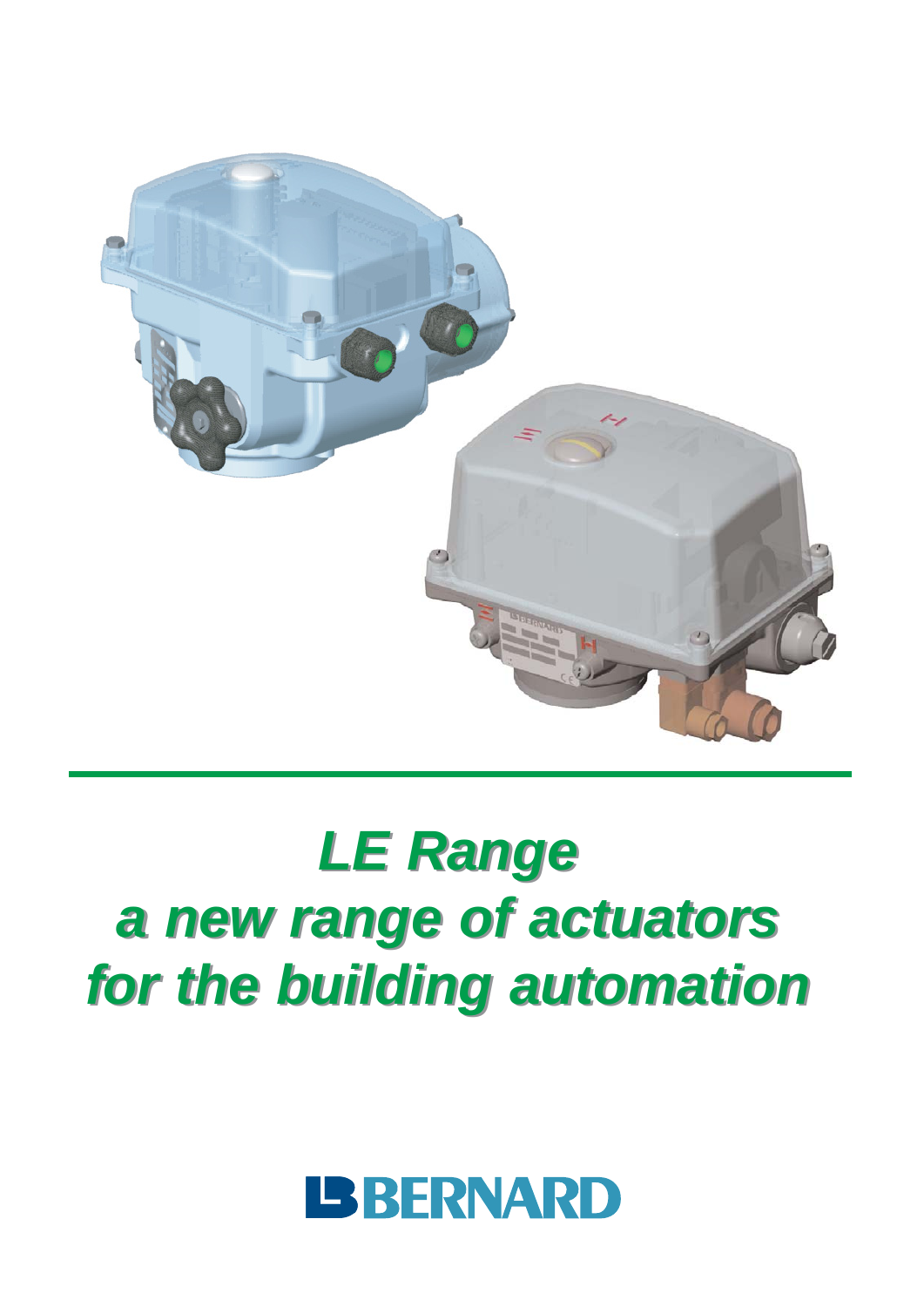# *LE Range*
# *a new range of actuators*
# *for the building automation*

BERNARD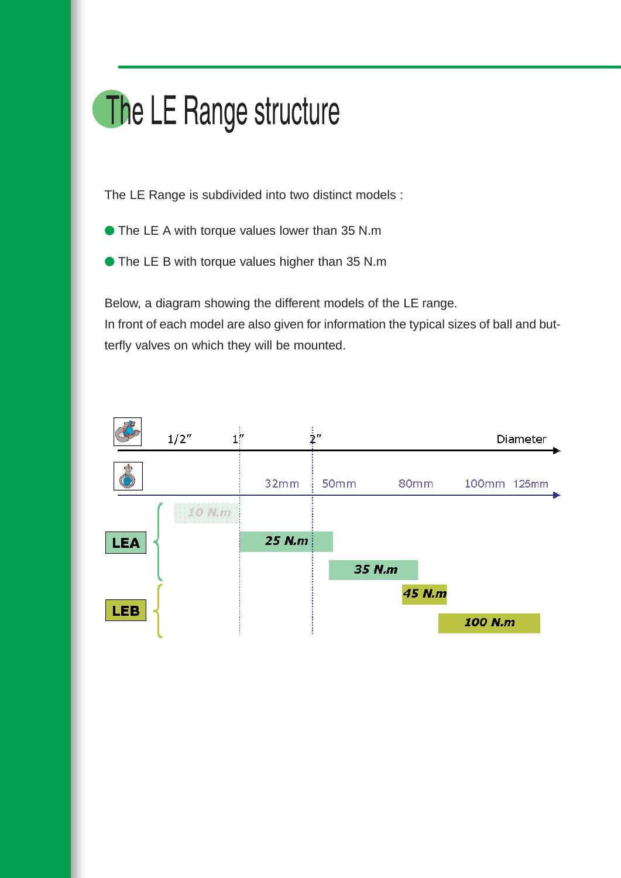# The LE Range structure

The LE Range is subdivided into two distinct models :

- The LE A with torque values lower than 35 N.m
- The LE B with torque values higher than 35 N.m

Below, a diagram showing the different models of the LE range.
In front of each model are also given for information the typical sizes of ball and butterfly valves on which they will be mounted.

| Model | Torque | Ball valve diameter | Butterfly valve diameter |
|---|---|---|---|
| LEA | 10 N.m | 1/2" – 1" | |
| LEA | 25 N.m | 1" – 2" | 32mm – 50mm |
| LEA | 35 N.m | | 50mm – 80mm |
| LEB | 45 N.m | | 80mm – 100mm |
| LEB | 100 N.m | | 100mm – 125mm |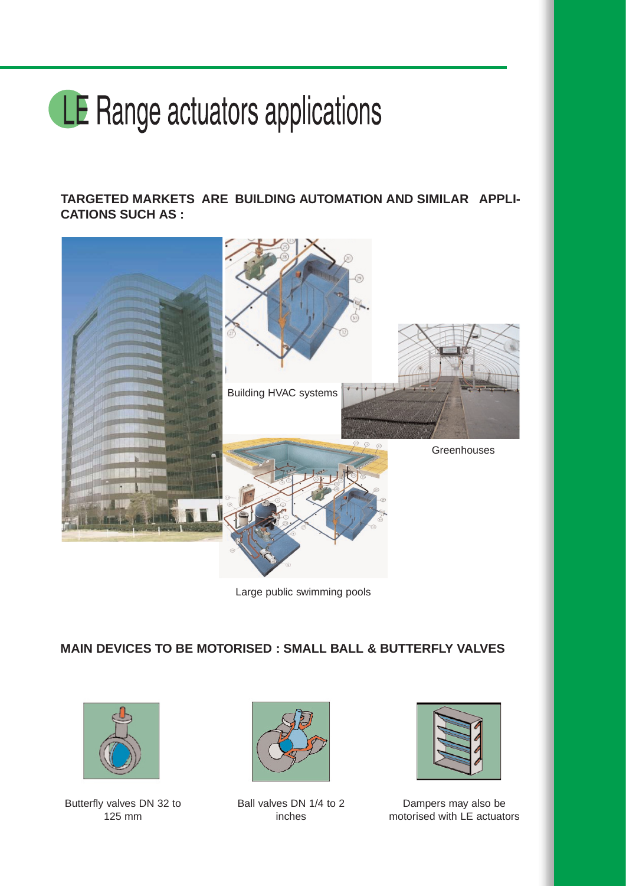# LE Range actuators applications

**TARGETED MARKETS ARE BUILDING AUTOMATION AND SIMILAR APPLICATIONS SUCH AS :**

Building HVAC systems

Greenhouses

Large public swimming pools

**MAIN DEVICES TO BE MOTORISED : SMALL BALL & BUTTERFLY VALVES**

Butterfly valves DN 32 to 125 mm

Ball valves DN 1/4 to 2 inches

Dampers may also be motorised with LE actuators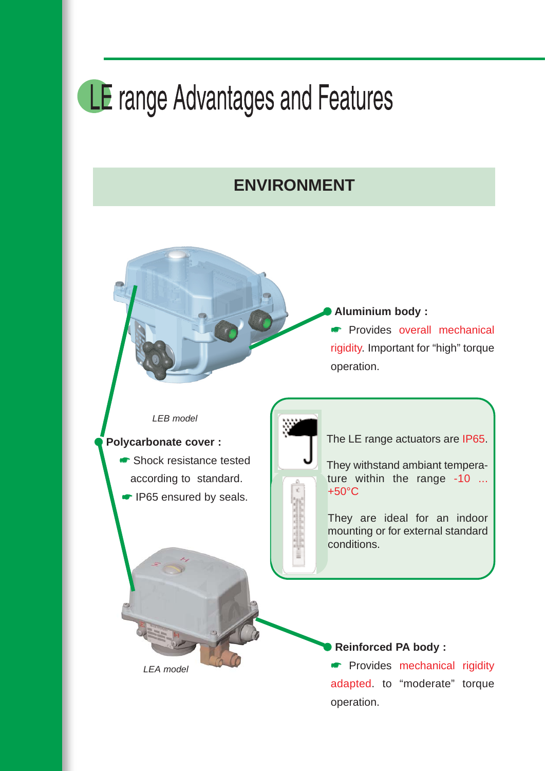# LE range Advantages and Features

## ENVIRONMENT

*LEB model*

**Aluminium body :**

- Provides overall mechanical rigidity. Important for “high” torque operation.

**Polycarbonate cover :**

- Shock resistance tested according to standard.
- IP65 ensured by seals.

The LE range actuators are IP65.

They withstand ambiant temperature within the range -10 ... +50°C

They are ideal for an indoor mounting or for external standard conditions.

*LEA model*

**Reinforced PA body :**

- Provides mechanical rigidity adapted. to “moderate” torque operation.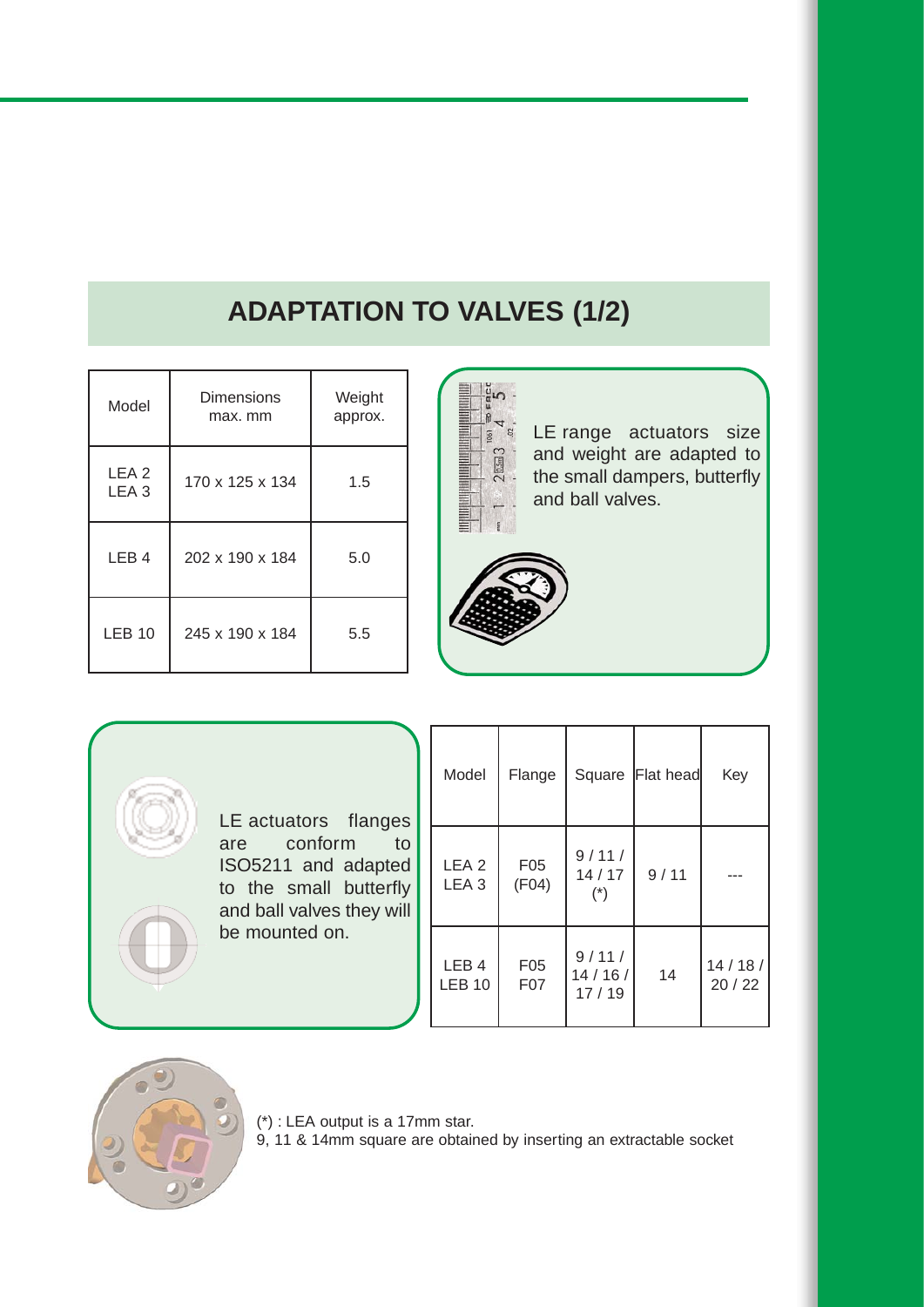# ADAPTATION TO VALVES (1/2)

| Model | Dimensions max. mm | Weight approx. |
|---|---|---|
| LEA 2<br>LEA 3 | 170 x 125 x 134 | 1.5 |
| LEB 4 | 202 x 190 x 184 | 5.0 |
| LEB 10 | 245 x 190 x 184 | 5.5 |

LE range actuators size and weight are adapted to the small dampers, butterfly and ball valves.

LE actuators flanges are conform to ISO5211 and adapted to the small butterfly and ball valves they will be mounted on.

| Model | Flange | Square | Flat head | Key |
|---|---|---|---|---|
| LEA 2<br>LEA 3 | F05<br>(F04) | 9 / 11 / 14 / 17 (*) | 9 / 11 | --- |
| LEB 4<br>LEB 10 | F05<br>F07 | 9 / 11 / 14 / 16 / 17 / 19 | 14 | 14 / 18 / 20 / 22 |

(*) : LEA output is a 17mm star.
9, 11 & 14mm square are obtained by inserting an extractable socket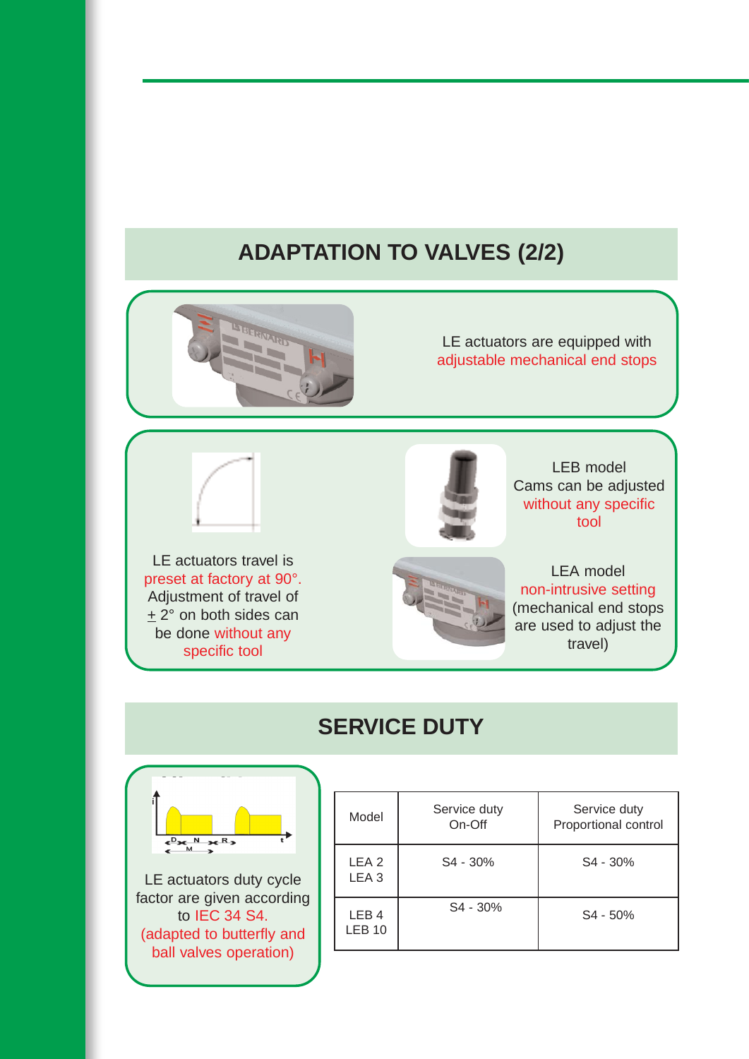## ADAPTATION TO VALVES (2/2)

LE actuators are equipped with adjustable mechanical end stops

LE actuators travel is preset at factory at 90°. Adjustment of travel of ± 2° on both sides can be done without any specific tool

LEB model
Cams can be adjusted without any specific tool

LEA model
non-intrusive setting (mechanical end stops are used to adjust the travel)

## SERVICE DUTY

LE actuators duty cycle factor are given according to IEC 34 S4. (adapted to butterfly and ball valves operation)

| Model | Service duty On-Off | Service duty Proportional control |
|---|---|---|
| LEA 2<br>LEA 3 | S4 - 30% | S4 - 30% |
| LEB 4<br>LEB 10 | S4 - 30% | S4 - 50% |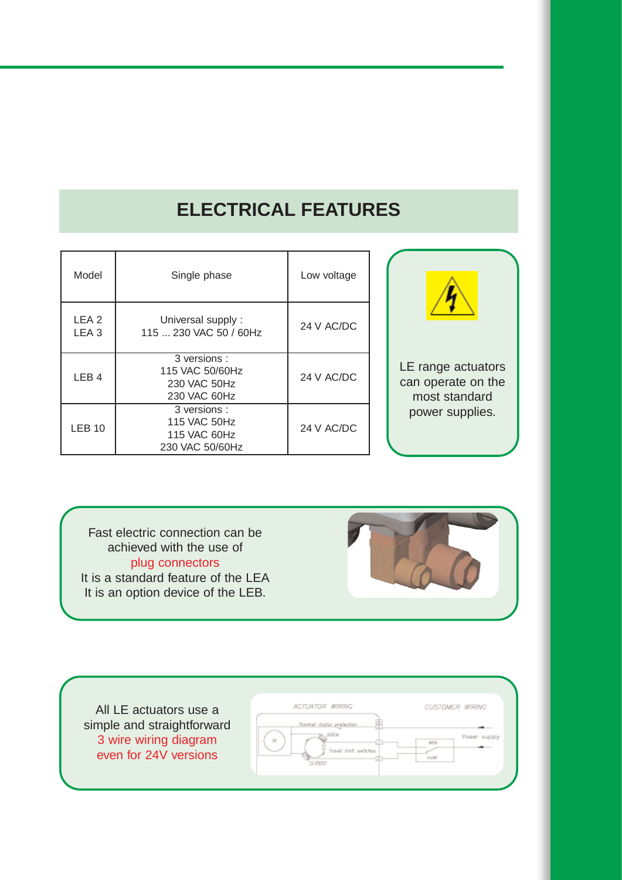# ELECTRICAL FEATURES

| Model | Single phase | Low voltage |
|---|---|---|
| LEA 2<br>LEA 3 | Universal supply :<br>115 ... 230 VAC 50 / 60Hz | 24 V AC/DC |
| LEB 4 | 3 versions :<br>115 VAC 50/60Hz<br>230 VAC 50Hz<br>230 VAC 60Hz | 24 V AC/DC |
| LEB 10 | 3 versions :<br>115 VAC 50Hz<br>115 VAC 60Hz<br>230 VAC 50/60Hz | 24 V AC/DC |

LE range actuators can operate on the most standard power supplies.

Fast electric connection can be achieved with the use of plug connectors
It is a standard feature of the LEA
It is an option device of the LEB.

All LE actuators use a simple and straightforward 3 wire wiring diagram even for 24V versions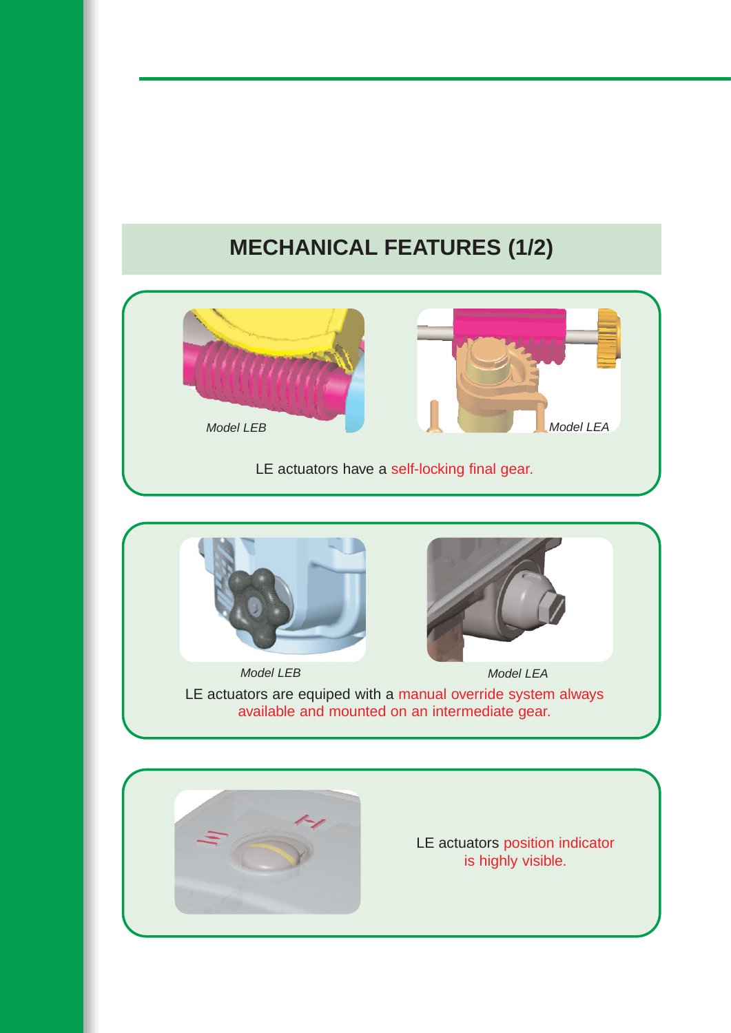## MECHANICAL FEATURES (1/2)

*Model LEB* *Model LEA*

LE actuators have a self-locking final gear.

*Model LEB* *Model LEA*

LE actuators are equiped with a manual override system always available and mounted on an intermediate gear.

LE actuators position indicator is highly visible.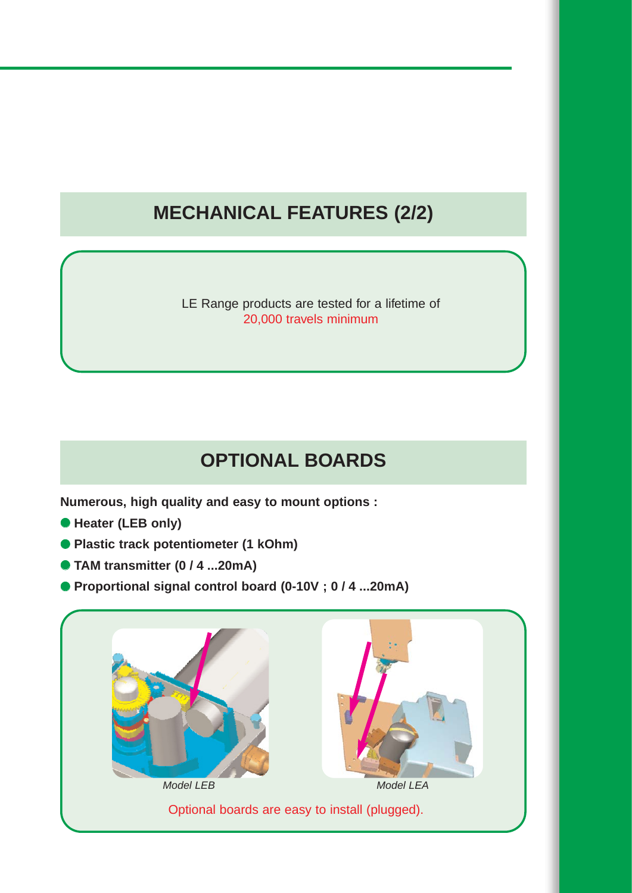## MECHANICAL FEATURES (2/2)

LE Range products are tested for a lifetime of
20,000 travels minimum

## OPTIONAL BOARDS

**Numerous, high quality and easy to mount options :**

- **Heater (LEB only)**
- **Plastic track potentiometer (1 kOhm)**
- **TAM transmitter (0 / 4 ...20mA)**
- **Proportional signal control board (0-10V ; 0 / 4 ...20mA)**

*Model LEB*

*Model LEA*

Optional boards are easy to install (plugged).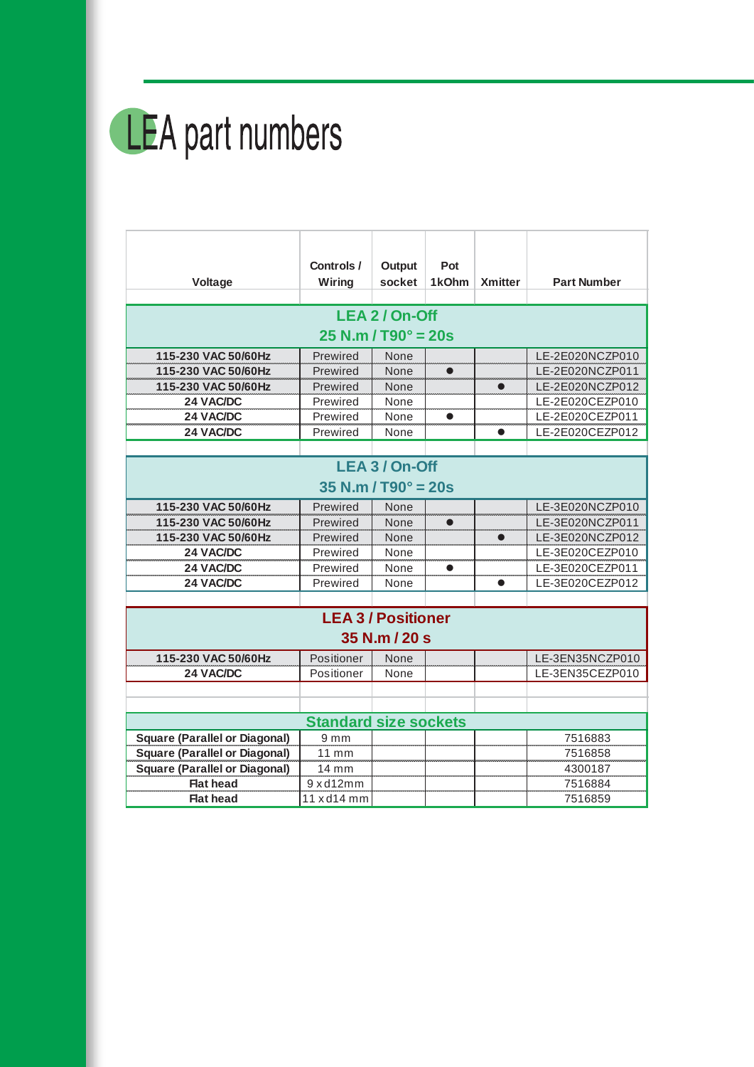# LEA part numbers

| Voltage | Controls / Wiring | Output socket | Pot 1kOhm | Xmitter | Part Number |
|---|---|---|---|---|---|
| **LEA 2 / On-Off 25 N.m / T90° = 20s** | | | | | |
| 115-230 VAC 50/60Hz | Prewired | None | | | LE-2E020NCZP010 |
| 115-230 VAC 50/60Hz | Prewired | None | ● | | LE-2E020NCZP011 |
| 115-230 VAC 50/60Hz | Prewired | None | | ● | LE-2E020NCZP012 |
| 24 VAC/DC | Prewired | None | | | LE-2E020CEZP010 |
| 24 VAC/DC | Prewired | None | ● | | LE-2E020CEZP011 |
| 24 VAC/DC | Prewired | None | | ● | LE-2E020CEZP012 |
| **LEA 3 / On-Off 35 N.m / T90° = 20s** | | | | | |
| 115-230 VAC 50/60Hz | Prewired | None | | | LE-3E020NCZP010 |
| 115-230 VAC 50/60Hz | Prewired | None | ● | | LE-3E020NCZP011 |
| 115-230 VAC 50/60Hz | Prewired | None | | ● | LE-3E020NCZP012 |
| 24 VAC/DC | Prewired | None | | | LE-3E020CEZP010 |
| 24 VAC/DC | Prewired | None | ● | | LE-3E020CEZP011 |
| 24 VAC/DC | Prewired | None | | ● | LE-3E020CEZP012 |
| **LEA 3 / Positioner 35 N.m / 20 s** | | | | | |
| 115-230 VAC 50/60Hz | Positioner | None | | | LE-3EN35NCZP010 |
| 24 VAC/DC | Positioner | None | | | LE-3EN35CEZP010 |
| **Standard size sockets** | | | | | |
| Square (Parallel or Diagonal) | 9 mm | | | | 7516883 |
| Square (Parallel or Diagonal) | 11 mm | | | | 7516858 |
| Square (Parallel or Diagonal) | 14 mm | | | | 4300187 |
| Flat head | 9 x d12mm | | | | 7516884 |
| Flat head | 11 x d14 mm | | | | 7516859 |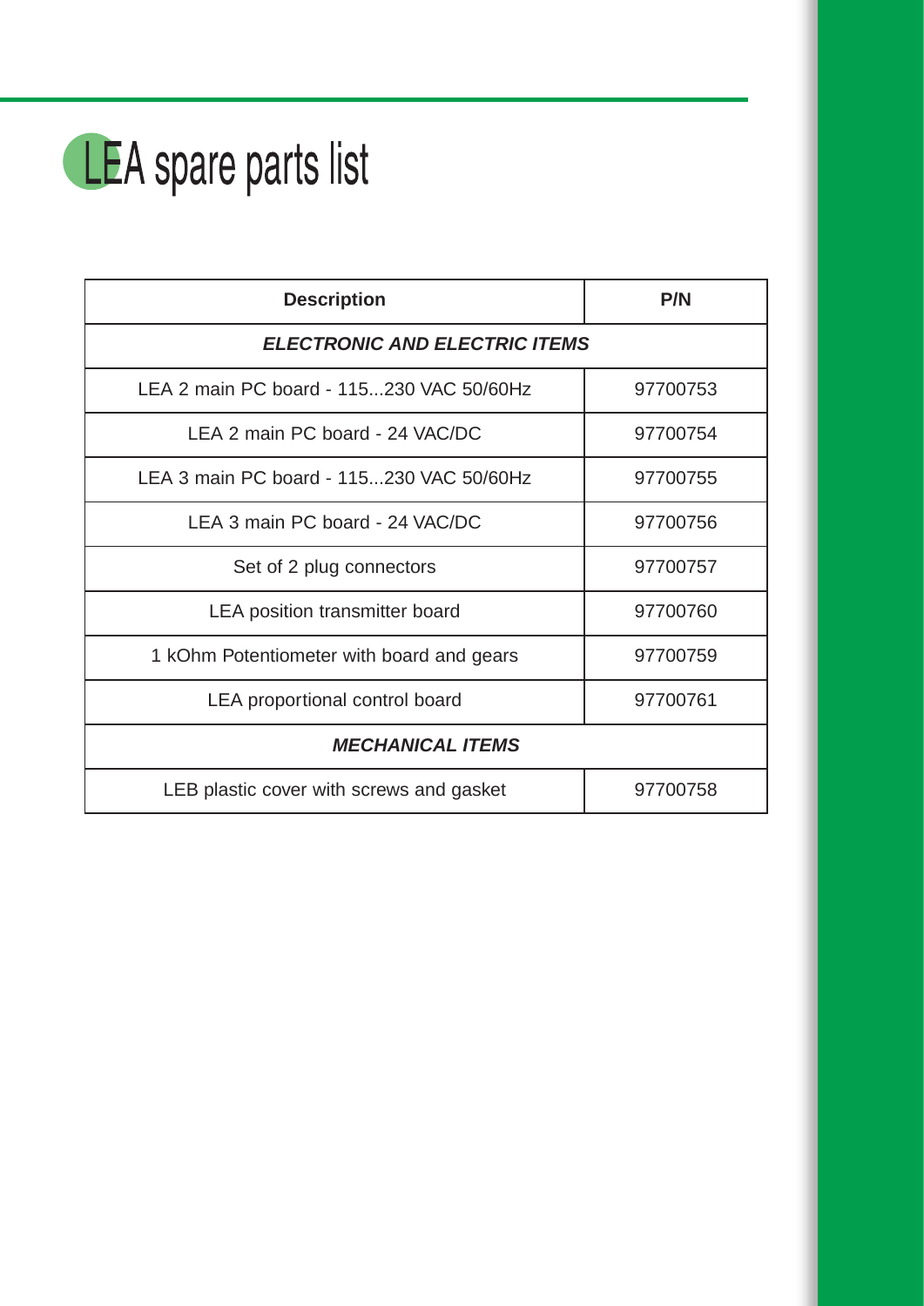# LEA spare parts list

| Description | P/N |
|---|---|
| ***ELECTRONIC AND ELECTRIC ITEMS*** | |
| LEA 2 main PC board - 115...230 VAC 50/60Hz | 97700753 |
| LEA 2 main PC board - 24 VAC/DC | 97700754 |
| LEA 3 main PC board - 115...230 VAC 50/60Hz | 97700755 |
| LEA 3 main PC board - 24 VAC/DC | 97700756 |
| Set of 2 plug connectors | 97700757 |
| LEA position transmitter board | 97700760 |
| 1 kOhm Potentiometer with board and gears | 97700759 |
| LEA proportional control board | 97700761 |
| ***MECHANICAL ITEMS*** | |
| LEB plastic cover with screws and gasket | 97700758 |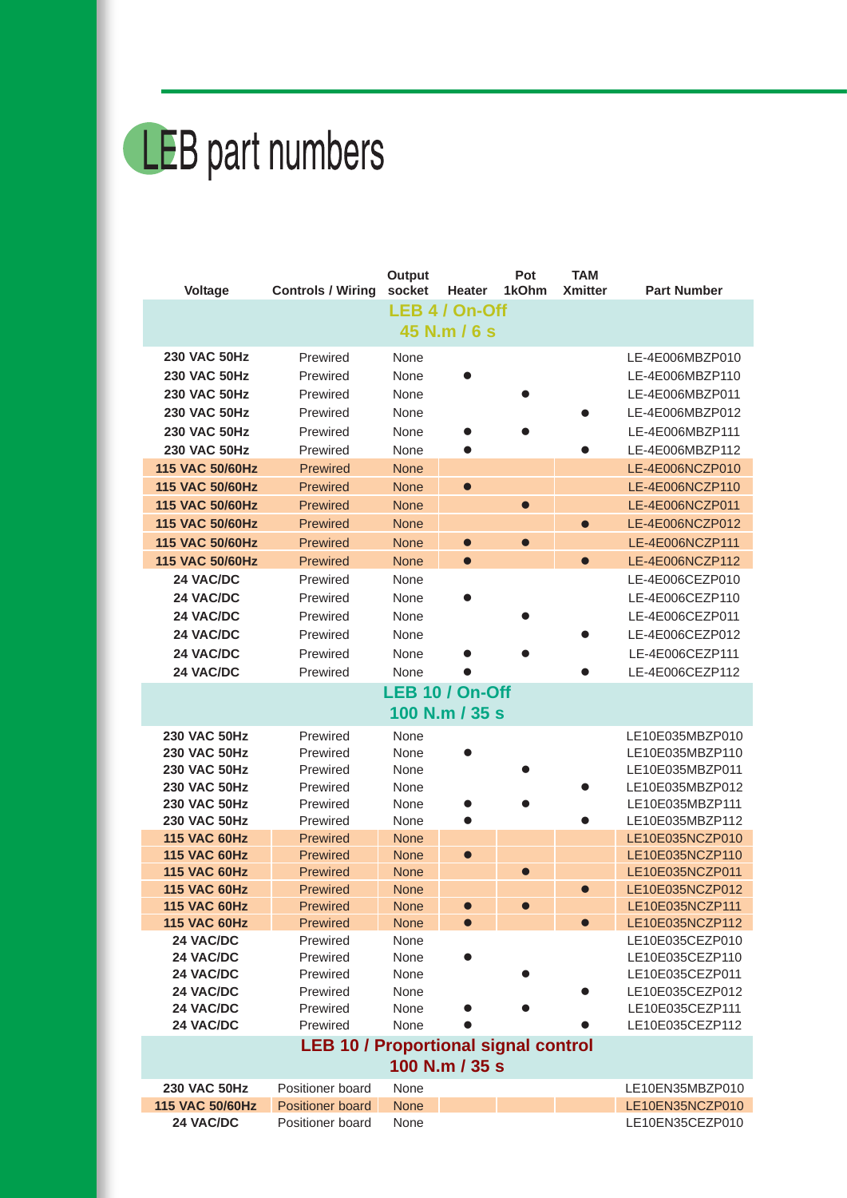# LEB part numbers

| Voltage | Controls / Wiring | Output socket | Heater | Pot 1kOhm | TAM Xmitter | Part Number |
|---|---|---|---|---|---|---|
| **LEB 4 / On-Off 45 N.m / 6 s** | | | | | | |
| 230 VAC 50Hz | Prewired | None | | | | LE-4E006MBZP010 |
| 230 VAC 50Hz | Prewired | None | ● | | | LE-4E006MBZP110 |
| 230 VAC 50Hz | Prewired | None | | ● | | LE-4E006MBZP011 |
| 230 VAC 50Hz | Prewired | None | | | ● | LE-4E006MBZP012 |
| 230 VAC 50Hz | Prewired | None | ● | ● | | LE-4E006MBZP111 |
| 230 VAC 50Hz | Prewired | None | ● | | ● | LE-4E006MBZP112 |
| 115 VAC 50/60Hz | Prewired | None | | | | LE-4E006NCZP010 |
| 115 VAC 50/60Hz | Prewired | None | ● | | | LE-4E006NCZP110 |
| 115 VAC 50/60Hz | Prewired | None | | ● | | LE-4E006NCZP011 |
| 115 VAC 50/60Hz | Prewired | None | | | ● | LE-4E006NCZP012 |
| 115 VAC 50/60Hz | Prewired | None | ● | ● | | LE-4E006NCZP111 |
| 115 VAC 50/60Hz | Prewired | None | ● | | ● | LE-4E006NCZP112 |
| 24 VAC/DC | Prewired | None | | | | LE-4E006CEZP010 |
| 24 VAC/DC | Prewired | None | ● | | | LE-4E006CEZP110 |
| 24 VAC/DC | Prewired | None | | ● | | LE-4E006CEZP011 |
| 24 VAC/DC | Prewired | None | | | ● | LE-4E006CEZP012 |
| 24 VAC/DC | Prewired | None | ● | ● | | LE-4E006CEZP111 |
| 24 VAC/DC | Prewired | None | ● | | ● | LE-4E006CEZP112 |
| **LEB 10 / On-Off 100 N.m / 35 s** | | | | | | |
| 230 VAC 50Hz | Prewired | None | | | | LE10E035MBZP010 |
| 230 VAC 50Hz | Prewired | None | ● | | | LE10E035MBZP110 |
| 230 VAC 50Hz | Prewired | None | | ● | | LE10E035MBZP011 |
| 230 VAC 50Hz | Prewired | None | | | ● | LE10E035MBZP012 |
| 230 VAC 50Hz | Prewired | None | ● | ● | | LE10E035MBZP111 |
| 230 VAC 50Hz | Prewired | None | ● | | ● | LE10E035MBZP112 |
| 115 VAC 60Hz | Prewired | None | | | | LE10E035NCZP010 |
| 115 VAC 60Hz | Prewired | None | ● | | | LE10E035NCZP110 |
| 115 VAC 60Hz | Prewired | None | | ● | | LE10E035NCZP011 |
| 115 VAC 60Hz | Prewired | None | | | ● | LE10E035NCZP012 |
| 115 VAC 60Hz | Prewired | None | ● | ● | | LE10E035NCZP111 |
| 115 VAC 60Hz | Prewired | None | ● | | ● | LE10E035NCZP112 |
| 24 VAC/DC | Prewired | None | | | | LE10E035CEZP010 |
| 24 VAC/DC | Prewired | None | ● | | | LE10E035CEZP110 |
| 24 VAC/DC | Prewired | None | | ● | | LE10E035CEZP011 |
| 24 VAC/DC | Prewired | None | | | ● | LE10E035CEZP012 |
| 24 VAC/DC | Prewired | None | ● | ● | | LE10E035CEZP111 |
| 24 VAC/DC | Prewired | None | ● | | ● | LE10E035CEZP112 |
| **LEB 10 / Proportional signal control 100 N.m / 35 s** | | | | | | |
| 230 VAC 50Hz | Positioner board | None | | | | LE10EN35MBZP010 |
| 115 VAC 50/60Hz | Positioner board | None | | | | LE10EN35NCZP010 |
| 24 VAC/DC | Positioner board | None | | | | LE10EN35CEZP010 |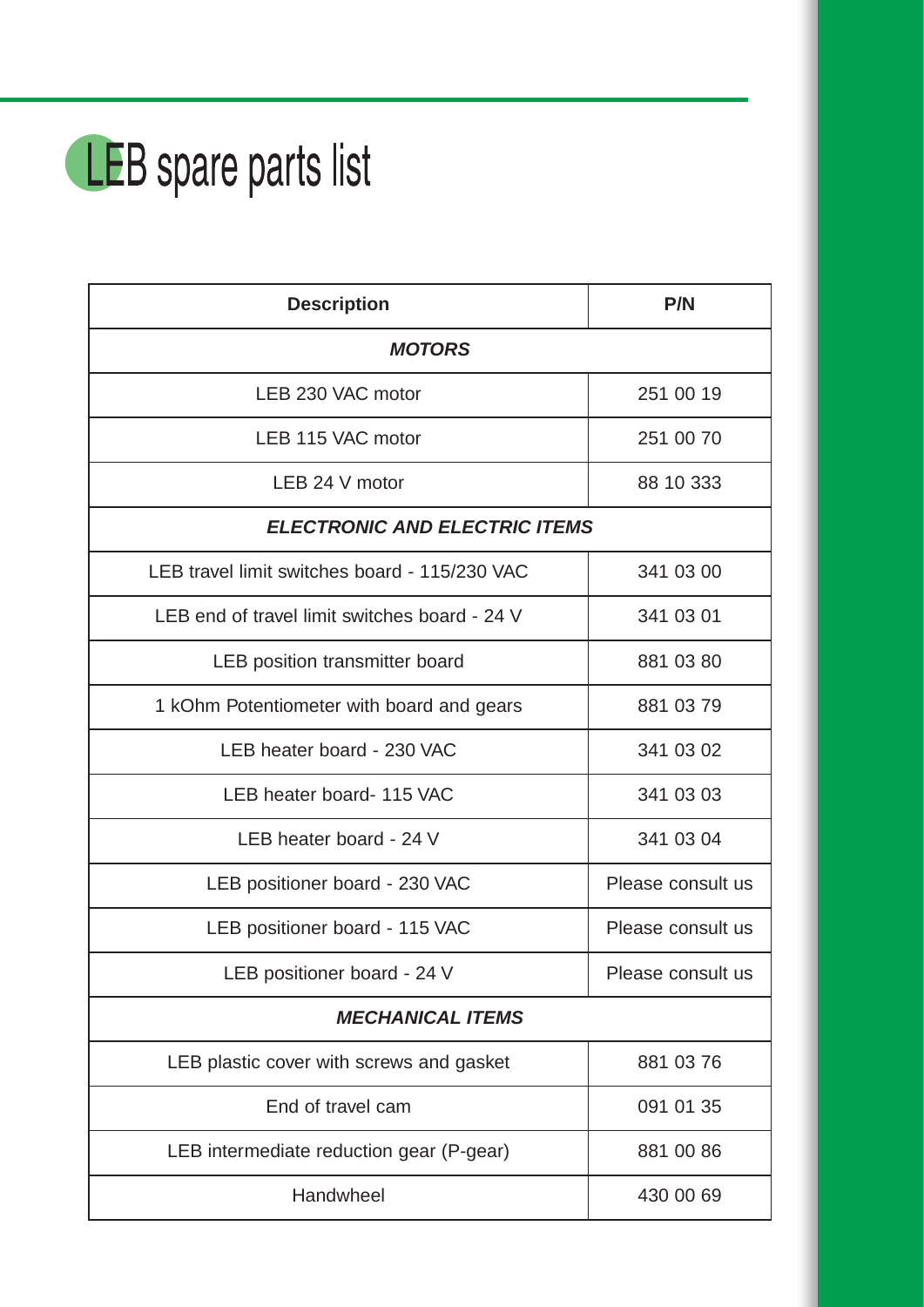# LEB spare parts list

| Description | P/N |
| --- | --- |
| ***MOTORS*** | |
| LEB 230 VAC motor | 251 00 19 |
| LEB 115 VAC motor | 251 00 70 |
| LEB 24 V motor | 88 10 333 |
| ***ELECTRONIC AND ELECTRIC ITEMS*** | |
| LEB travel limit switches board - 115/230 VAC | 341 03 00 |
| LEB end of travel limit switches board - 24 V | 341 03 01 |
| LEB position transmitter board | 881 03 80 |
| 1 kOhm Potentiometer with board and gears | 881 03 79 |
| LEB heater board - 230 VAC | 341 03 02 |
| LEB heater board- 115 VAC | 341 03 03 |
| LEB heater board - 24 V | 341 03 04 |
| LEB positioner board - 230 VAC | Please consult us |
| LEB positioner board - 115 VAC | Please consult us |
| LEB positioner board - 24 V | Please consult us |
| ***MECHANICAL ITEMS*** | |
| LEB plastic cover with screws and gasket | 881 03 76 |
| End of travel cam | 091 01 35 |
| LEB intermediate reduction gear (P-gear) | 881 00 86 |
| Handwheel | 430 00 69 |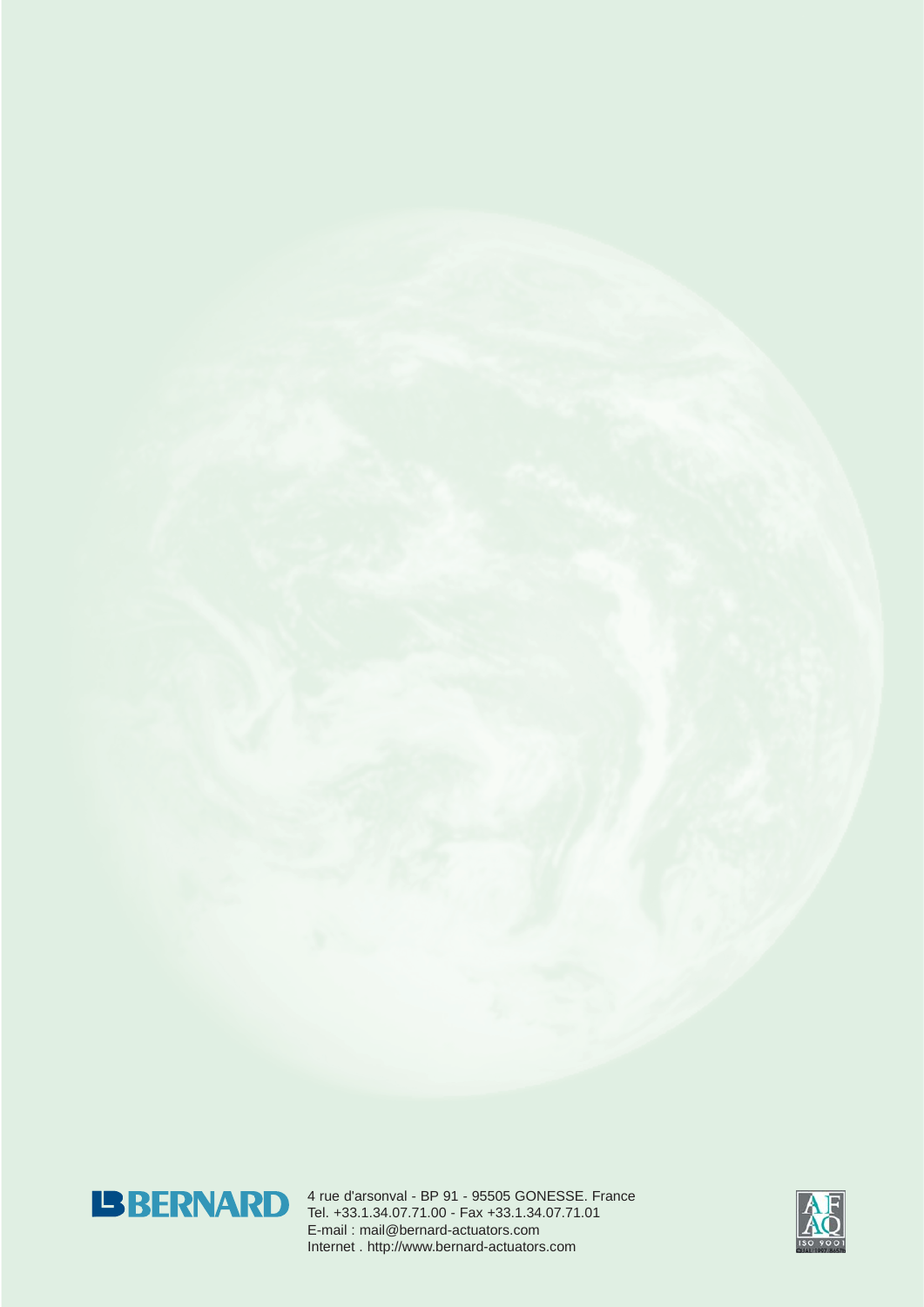BERNARD

4 rue d'arsonval - BP 91 - 95505 GONESSE. France
Tel. +33.1.34.07.71.00 - Fax +33.1.34.07.71.01
E-mail : mail@bernard-actuators.com
Internet . http://www.bernard-actuators.com

AFAQ
ISO 9001